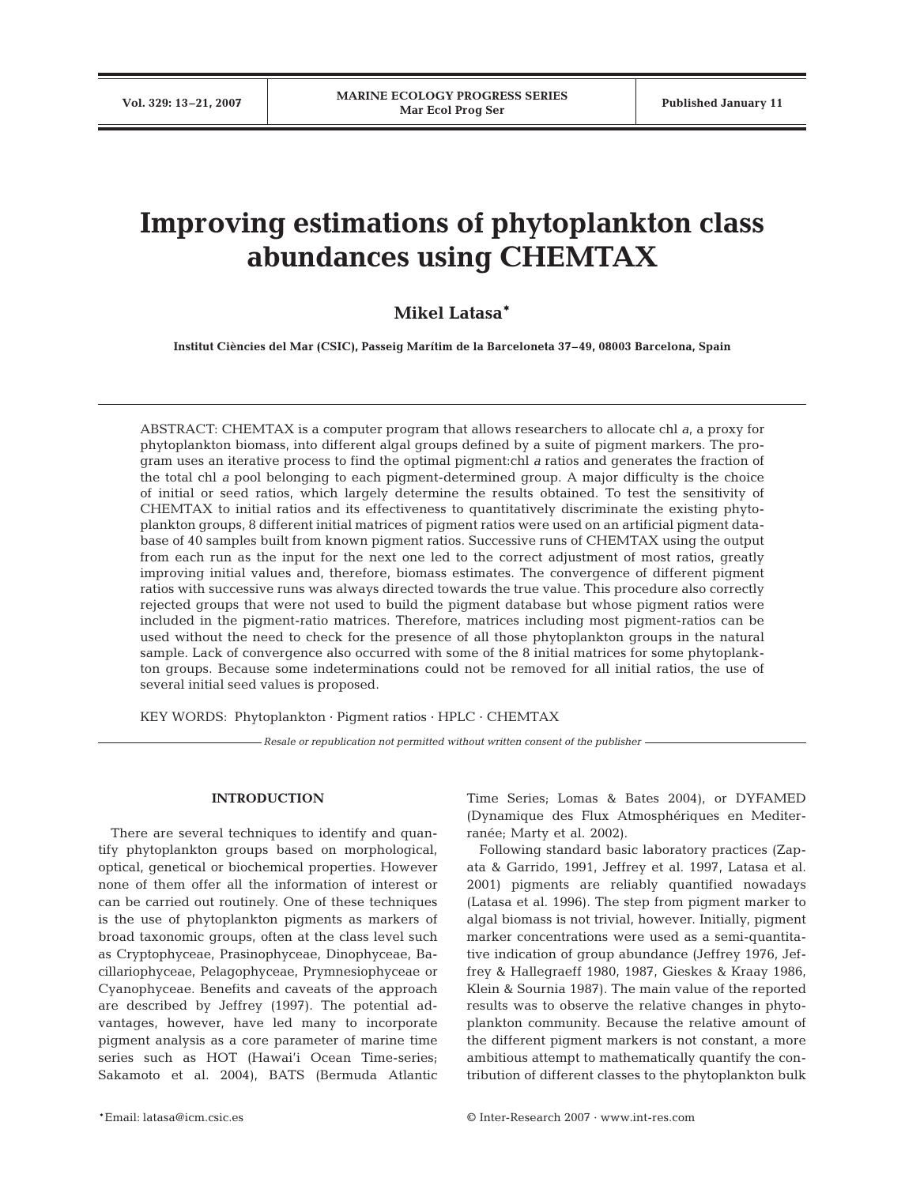# Improving estimations of phytoplankton class abundances using CHEMTAX

**Mikel Latasa***

**Institut Ciències del Mar (CSIC), Passeig Marítim de la Barceloneta 37–49, 08003 Barcelona, Spain**

ABSTRACT: CHEMTAX is a computer program that allows researchers to allocate chl *a*, a proxy for phytoplankton biomass, into different algal groups defined by a suite of pigment markers. The program uses an iterative process to find the optimal pigment:chl *a* ratios and generates the fraction of the total chl *a* pool belonging to each pigment-determined group. A major difficulty is the choice of initial or seed ratios, which largely determine the results obtained. To test the sensitivity of CHEMTAX to initial ratios and its effectiveness to quantitatively discriminate the existing phytoplankton groups, 8 different initial matrices of pigment ratios were used on an artificial pigment database of 40 samples built from known pigment ratios. Successive runs of CHEMTAX using the output from each run as the input for the next one led to the correct adjustment of most ratios, greatly improving initial values and, therefore, biomass estimates. The convergence of different pigment ratios with successive runs was always directed towards the true value. This procedure also correctly rejected groups that were not used to build the pigment database but whose pigment ratios were included in the pigment-ratio matrices. Therefore, matrices including most pigment-ratios can be used without the need to check for the presence of all those phytoplankton groups in the natural sample. Lack of convergence also occurred with some of the 8 initial matrices for some phytoplankton groups. Because some indeterminations could not be removed for all initial ratios, the use of several initial seed values is proposed.

KEY WORDS: Phytoplankton · Pigment ratios · HPLC · CHEMTAX

*Resale or republication not permitted without written consent of the publisher*

## INTRODUCTION

There are several techniques to identify and quantify phytoplankton groups based on morphological, optical, genetical or biochemical properties. However none of them offer all the information of interest or can be carried out routinely. One of these techniques is the use of phytoplankton pigments as markers of broad taxonomic groups, often at the class level such as Cryptophyceae, Prasinophyceae, Dinophyceae, Bacillariophyceae, Pelagophyceae, Prymnesiophyceae or Cyanophyceae. Benefits and caveats of the approach are described by Jeffrey (1997). The potential advantages, however, have led many to incorporate pigment analysis as a core parameter of marine time series such as HOT (Hawai'i Ocean Time-series; Sakamoto et al. 2004), BATS (Bermuda Atlantic Time Series; Lomas & Bates 2004), or DYFAMED (Dynamique des Flux Atmosphériques en Mediterranée; Marty et al. 2002).

Following standard basic laboratory practices (Zapata & Garrido, 1991, Jeffrey et al. 1997, Latasa et al. 2001) pigments are reliably quantified nowadays (Latasa et al. 1996). The step from pigment marker to algal biomass is not trivial, however. Initially, pigment marker concentrations were used as a semi-quantitative indication of group abundance (Jeffrey 1976, Jeffrey & Hallegraeff 1980, 1987, Gieskes & Kraay 1986, Klein & Sournia 1987). The main value of the reported results was to observe the relative changes in phytoplankton community. Because the relative amount of the different pigment markers is not constant, a more ambitious attempt to mathematically quantify the contribution of different classes to the phytoplankton bulk

*Email: latasa@icm.csic.es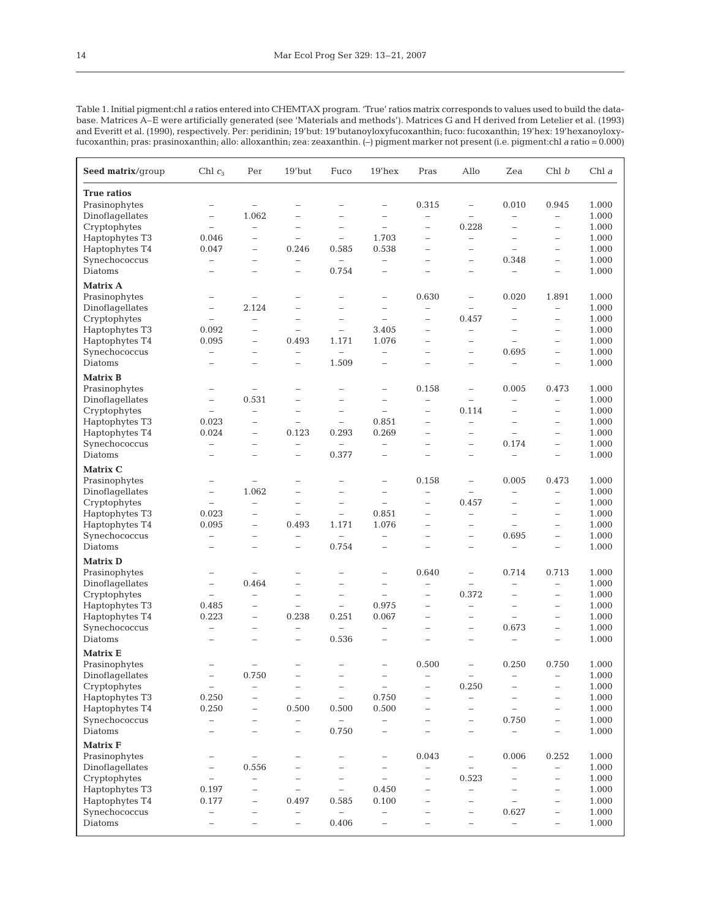Table 1. Initial pigment:chl *a* ratios entered into CHEMTAX program. 'True' ratios matrix corresponds to values used to build the database. Matrices A–E were artificially generated (see 'Materials and methods'). Matrices G and H derived from Letelier et al. (1993) and Everitt et al. (1990), respectively. Per: peridinin; 19'but: 19'butanoyloxyfucoxanthin; fuco: fucoxanthin; 19'hex: 19'hexanoyloxyfucoxanthin; pras: prasinoxanthin; allo: alloxanthin; zea: zeaxanthin. (–) pigment marker not present (i.e. pigment:chl *a* ratio = 0.000)

| **Seed matrix**/group | Chl $c_3$ | Per | 19'but | Fuco | 19'hex | Pras | Allo | Zea | Chl *b* | Chl *a* |
|---|---|---|---|---|---|---|---|---|---|---|
| **True ratios** | | | | | | | | | | |
| Prasinophytes | – | – | – | – | – | 0.315 | – | 0.010 | 0.945 | 1.000 |
| Dinoflagellates | – | 1.062 | – | – | – | – | – | – | – | 1.000 |
| Cryptophytes | – | – | – | – | – | – | 0.228 | – | – | 1.000 |
| Haptophytes T3 | 0.046 | – | – | – | 1.703 | – | – | – | – | 1.000 |
| Haptophytes T4 | 0.047 | – | 0.246 | 0.585 | 0.538 | – | – | – | – | 1.000 |
| Synechococcus | – | – | – | – | – | – | – | 0.348 | – | 1.000 |
| Diatoms | – | – | – | 0.754 | – | – | – | – | – | 1.000 |
| **Matrix A** | | | | | | | | | | |
| Prasinophytes | – | – | – | – | – | 0.630 | – | 0.020 | 1.891 | 1.000 |
| Dinoflagellates | – | 2.124 | – | – | – | – | – | – | – | 1.000 |
| Cryptophytes | – | – | – | – | – | – | 0.457 | – | – | 1.000 |
| Haptophytes T3 | 0.092 | – | – | – | 3.405 | – | – | – | – | 1.000 |
| Haptophytes T4 | 0.095 | – | 0.493 | 1.171 | 1.076 | – | – | – | – | 1.000 |
| Synechococcus | – | – | – | – | – | – | – | 0.695 | – | 1.000 |
| Diatoms | – | – | – | 1.509 | – | – | – | – | – | 1.000 |
| **Matrix B** | | | | | | | | | | |
| Prasinophytes | – | – | – | – | – | 0.158 | – | 0.005 | 0.473 | 1.000 |
| Dinoflagellates | – | 0.531 | – | – | – | – | – | – | – | 1.000 |
| Cryptophytes | – | – | – | – | – | – | 0.114 | – | – | 1.000 |
| Haptophytes T3 | 0.023 | – | – | – | 0.851 | – | – | – | – | 1.000 |
| Haptophytes T4 | 0.024 | – | 0.123 | 0.293 | 0.269 | – | – | – | – | 1.000 |
| Synechococcus | – | – | – | – | – | – | – | 0.174 | – | 1.000 |
| Diatoms | – | – | – | 0.377 | – | – | – | – | – | 1.000 |
| **Matrix C** | | | | | | | | | | |
| Prasinophytes | – | – | – | – | – | 0.158 | – | 0.005 | 0.473 | 1.000 |
| Dinoflagellates | – | 1.062 | – | – | – | – | – | – | – | 1.000 |
| Cryptophytes | – | – | – | – | – | – | 0.457 | – | – | 1.000 |
| Haptophytes T3 | 0.023 | – | – | – | 0.851 | – | – | – | – | 1.000 |
| Haptophytes T4 | 0.095 | – | 0.493 | 1.171 | 1.076 | – | – | – | – | 1.000 |
| Synechococcus | – | – | – | – | – | – | – | 0.695 | – | 1.000 |
| Diatoms | – | – | – | 0.754 | – | – | – | – | – | 1.000 |
| **Matrix D** | | | | | | | | | | |
| Prasinophytes | – | – | – | – | – | 0.640 | – | 0.714 | 0.713 | 1.000 |
| Dinoflagellates | – | 0.464 | – | – | – | – | – | – | – | 1.000 |
| Cryptophytes | – | – | – | – | – | – | 0.372 | – | – | 1.000 |
| Haptophytes T3 | 0.485 | – | – | – | 0.975 | – | – | – | – | 1.000 |
| Haptophytes T4 | 0.223 | – | 0.238 | 0.251 | 0.067 | – | – | – | – | 1.000 |
| Synechococcus | – | – | – | – | – | – | – | 0.673 | – | 1.000 |
| Diatoms | – | – | – | 0.536 | – | – | – | – | – | 1.000 |
| **Matrix E** | | | | | | | | | | |
| Prasinophytes | – | – | – | – | – | 0.500 | – | 0.250 | 0.750 | 1.000 |
| Dinoflagellates | – | 0.750 | – | – | – | – | – | – | – | 1.000 |
| Cryptophytes | – | – | – | – | – | – | 0.250 | – | – | 1.000 |
| Haptophytes T3 | 0.250 | – | – | – | 0.750 | – | – | – | – | 1.000 |
| Haptophytes T4 | 0.250 | – | 0.500 | 0.500 | 0.500 | – | – | – | – | 1.000 |
| Synechococcus | – | – | – | – | – | – | – | 0.750 | – | 1.000 |
| Diatoms | – | – | – | 0.750 | – | – | – | – | – | 1.000 |
| **Matrix F** | | | | | | | | | | |
| Prasinophytes | – | – | – | – | – | 0.043 | – | 0.006 | 0.252 | 1.000 |
| Dinoflagellates | – | 0.556 | – | – | – | – | – | – | – | 1.000 |
| Cryptophytes | – | – | – | – | – | – | 0.523 | – | – | 1.000 |
| Haptophytes T3 | 0.197 | – | – | – | 0.450 | – | – | – | – | 1.000 |
| Haptophytes T4 | 0.177 | – | 0.497 | 0.585 | 0.100 | – | – | – | – | 1.000 |
| Synechococcus | – | – | – | – | – | – | – | 0.627 | – | 1.000 |
| Diatoms | – | – | – | 0.406 | – | – | – | – | – | 1.000 |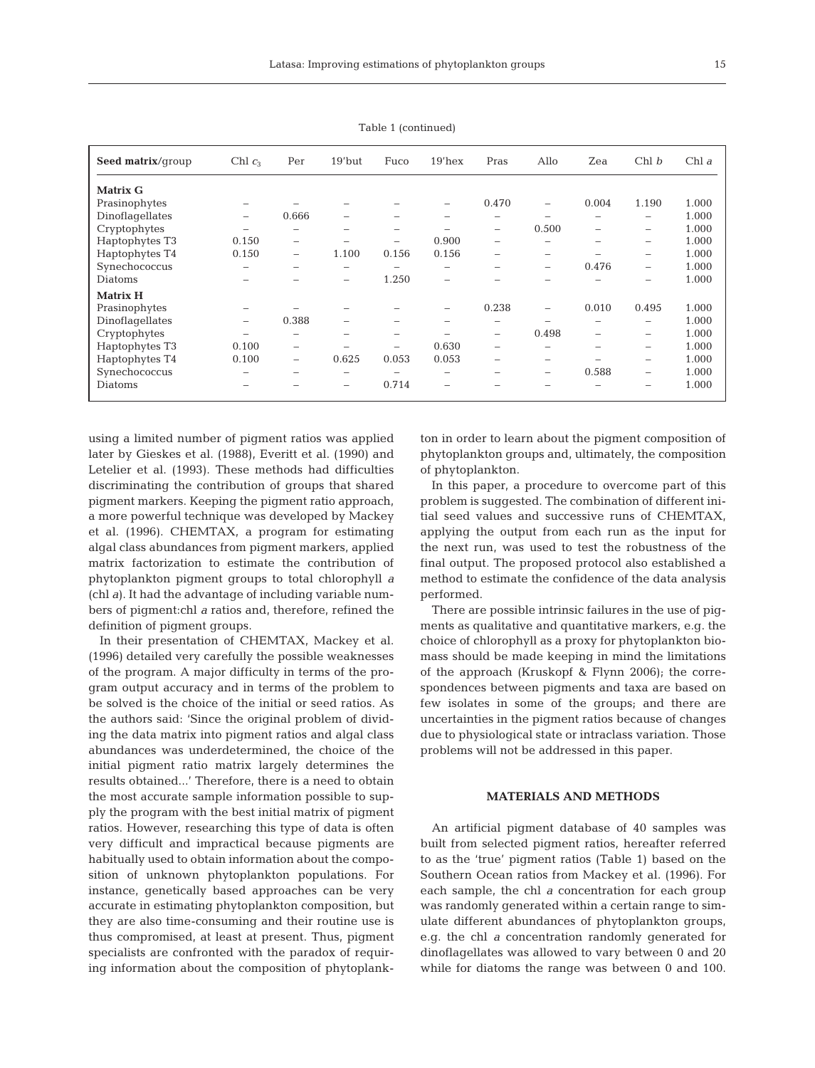Table 1 (continued)

| **Seed matrix**/group | Chl $c_3$ | Per | 19'but | Fuco | 19'hex | Pras | Allo | Zea | Chl *b* | Chl *a* |
|---|---|---|---|---|---|---|---|---|---|---|
| **Matrix G** | | | | | | | | | | |
| Prasinophytes | – | – | – | – | – | 0.470 | – | 0.004 | 1.190 | 1.000 |
| Dinoflagellates | – | 0.666 | – | – | – | – | – | – | – | 1.000 |
| Cryptophytes | – | – | – | – | – | – | 0.500 | – | – | 1.000 |
| Haptophytes T3 | 0.150 | – | – | – | 0.900 | – | – | – | – | 1.000 |
| Haptophytes T4 | 0.150 | – | 1.100 | 0.156 | 0.156 | – | – | – | – | 1.000 |
| Synechococcus | – | – | – | – | – | – | – | 0.476 | – | 1.000 |
| Diatoms | – | – | – | 1.250 | – | – | – | – | – | 1.000 |
| **Matrix H** | | | | | | | | | | |
| Prasinophytes | – | – | – | – | – | 0.238 | – | 0.010 | 0.495 | 1.000 |
| Dinoflagellates | – | 0.388 | – | – | – | – | – | – | – | 1.000 |
| Cryptophytes | – | – | – | – | – | – | 0.498 | – | – | 1.000 |
| Haptophytes T3 | 0.100 | – | – | – | 0.630 | – | – | – | – | 1.000 |
| Haptophytes T4 | 0.100 | – | 0.625 | 0.053 | 0.053 | – | – | – | – | 1.000 |
| Synechococcus | – | – | – | – | – | – | – | 0.588 | – | 1.000 |
| Diatoms | – | – | – | 0.714 | – | – | – | – | – | 1.000 |

using a limited number of pigment ratios was applied later by Gieskes et al. (1988), Everitt et al. (1990) and Letelier et al. (1993). These methods had difficulties discriminating the contribution of groups that shared pigment markers. Keeping the pigment ratio approach, a more powerful technique was developed by Mackey et al. (1996). CHEMTAX, a program for estimating algal class abundances from pigment markers, applied matrix factorization to estimate the contribution of phytoplankton pigment groups to total chlorophyll *a* (chl *a*). It had the advantage of including variable numbers of pigment:chl *a* ratios and, therefore, refined the definition of pigment groups.

In their presentation of CHEMTAX, Mackey et al. (1996) detailed very carefully the possible weaknesses of the program. A major difficulty in terms of the program output accuracy and in terms of the problem to be solved is the choice of the initial or seed ratios. As the authors said: 'Since the original problem of dividing the data matrix into pigment ratios and algal class abundances was underdetermined, the choice of the initial pigment ratio matrix largely determines the results obtained...' Therefore, there is a need to obtain the most accurate sample information possible to supply the program with the best initial matrix of pigment ratios. However, researching this type of data is often very difficult and impractical because pigments are habitually used to obtain information about the composition of unknown phytoplankton populations. For instance, genetically based approaches can be very accurate in estimating phytoplankton composition, but they are also time-consuming and their routine use is thus compromised, at least at present. Thus, pigment specialists are confronted with the paradox of requiring information about the composition of phytoplankton in order to learn about the pigment composition of phytoplankton groups and, ultimately, the composition of phytoplankton.

In this paper, a procedure to overcome part of this problem is suggested. The combination of different initial seed values and successive runs of CHEMTAX, applying the output from each run as the input for the next run, was used to test the robustness of the final output. The proposed protocol also established a method to estimate the confidence of the data analysis performed.

There are possible intrinsic failures in the use of pigments as qualitative and quantitative markers, e.g. the choice of chlorophyll as a proxy for phytoplankton biomass should be made keeping in mind the limitations of the approach (Kruskopf & Flynn 2006); the correspondences between pigments and taxa are based on few isolates in some of the groups; and there are uncertainties in the pigment ratios because of changes due to physiological state or intraclass variation. Those problems will not be addressed in this paper.

## MATERIALS AND METHODS

An artificial pigment database of 40 samples was built from selected pigment ratios, hereafter referred to as the 'true' pigment ratios (Table 1) based on the Southern Ocean ratios from Mackey et al. (1996). For each sample, the chl *a* concentration for each group was randomly generated within a certain range to simulate different abundances of phytoplankton groups, e.g. the chl *a* concentration randomly generated for dinoflagellates was allowed to vary between 0 and 20 while for diatoms the range was between 0 and 100.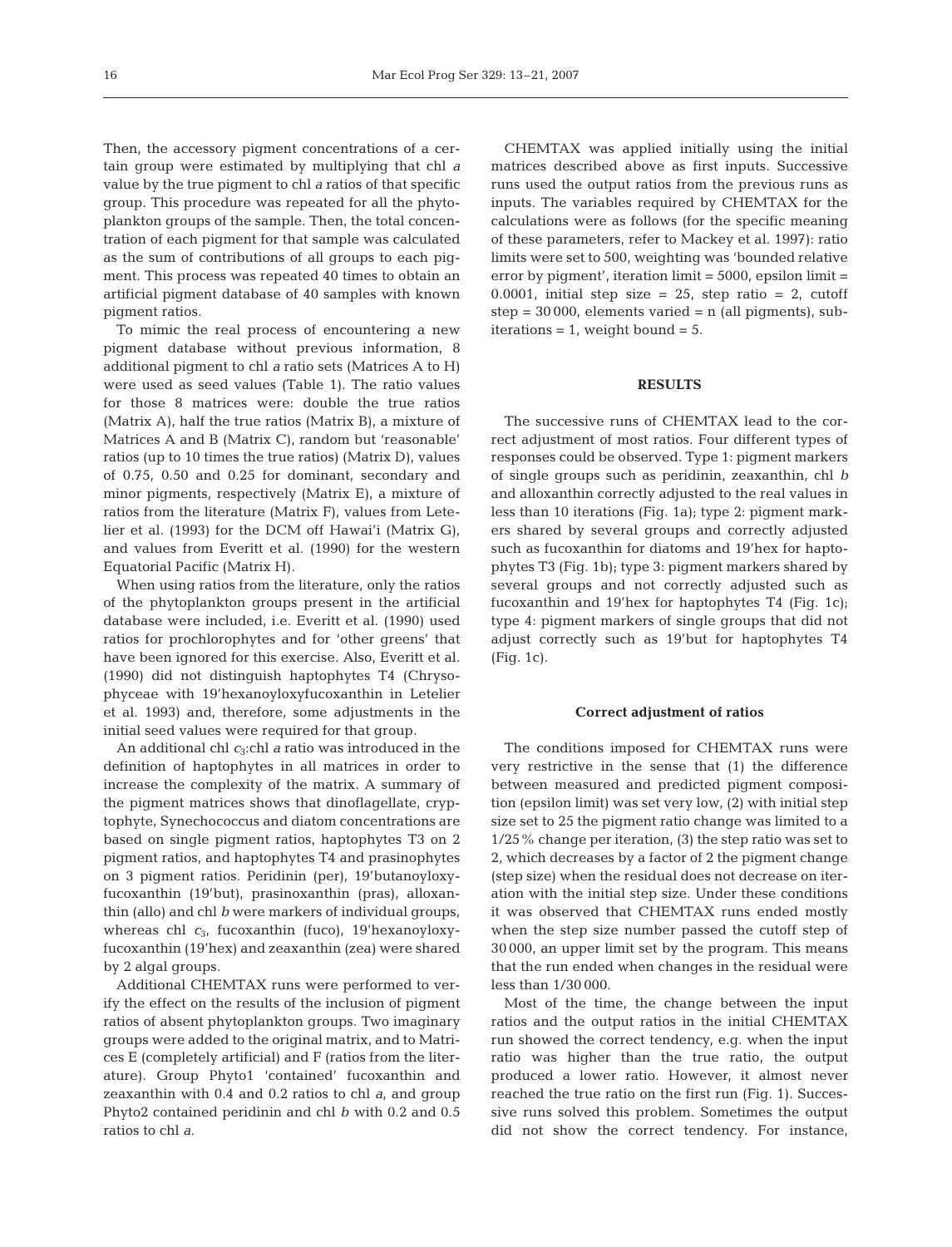Then, the accessory pigment concentrations of a certain group were estimated by multiplying that chl *a* value by the true pigment to chl *a* ratios of that specific group. This procedure was repeated for all the phytoplankton groups of the sample. Then, the total concentration of each pigment for that sample was calculated as the sum of contributions of all groups to each pigment. This process was repeated 40 times to obtain an artificial pigment database of 40 samples with known pigment ratios.

To mimic the real process of encountering a new pigment database without previous information, 8 additional pigment to chl *a* ratio sets (Matrices A to H) were used as seed values (Table 1). The ratio values for those 8 matrices were: double the true ratios (Matrix A), half the true ratios (Matrix B), a mixture of Matrices A and B (Matrix C), random but 'reasonable' ratios (up to 10 times the true ratios) (Matrix D), values of 0.75, 0.50 and 0.25 for dominant, secondary and minor pigments, respectively (Matrix E), a mixture of ratios from the literature (Matrix F), values from Letelier et al. (1993) for the DCM off Hawai'i (Matrix G), and values from Everitt et al. (1990) for the western Equatorial Pacific (Matrix H).

When using ratios from the literature, only the ratios of the phytoplankton groups present in the artificial database were included, i.e. Everitt et al. (1990) used ratios for prochlorophytes and for 'other greens' that have been ignored for this exercise. Also, Everitt et al. (1990) did not distinguish haptophytes T4 (Chrysophyceae with 19'hexanoyloxyfucoxanthin in Letelier et al. 1993) and, therefore, some adjustments in the initial seed values were required for that group.

An additional chl $c_3$:chl *a* ratio was introduced in the definition of haptophytes in all matrices in order to increase the complexity of the matrix. A summary of the pigment matrices shows that dinoflagellate, cryptophyte, Synechococcus and diatom concentrations are based on single pigment ratios, haptophytes T3 on 2 pigment ratios, and haptophytes T4 and prasinophytes on 3 pigment ratios. Peridinin (per), 19'butanoyloxyfucoxanthin (19'but), prasinoxanthin (pras), alloxanthin (allo) and chl *b* were markers of individual groups, whereas chl $c_3$, fucoxanthin (fuco), 19'hexanoyloxyfucoxanthin (19'hex) and zeaxanthin (zea) were shared by 2 algal groups.

Additional CHEMTAX runs were performed to verify the effect on the results of the inclusion of pigment ratios of absent phytoplankton groups. Two imaginary groups were added to the original matrix, and to Matrices E (completely artificial) and F (ratios from the literature). Group Phyto1 'contained' fucoxanthin and zeaxanthin with 0.4 and 0.2 ratios to chl *a*, and group Phyto2 contained peridinin and chl *b* with 0.2 and 0.5 ratios to chl *a*.

CHEMTAX was applied initially using the initial matrices described above as first inputs. Successive runs used the output ratios from the previous runs as inputs. The variables required by CHEMTAX for the calculations were as follows (for the specific meaning of these parameters, refer to Mackey et al. 1997): ratio limits were set to 500, weighting was 'bounded relative error by pigment', iteration limit = 5000, epsilon limit = 0.0001, initial step size = 25, step ratio = 2, cutoff step = 30 000, elements varied = n (all pigments), subiterations = 1, weight bound = 5.

## RESULTS

The successive runs of CHEMTAX lead to the correct adjustment of most ratios. Four different types of responses could be observed. Type 1: pigment markers of single groups such as peridinin, zeaxanthin, chl *b* and alloxanthin correctly adjusted to the real values in less than 10 iterations (Fig. 1a); type 2: pigment markers shared by several groups and correctly adjusted such as fucoxanthin for diatoms and 19'hex for haptophytes T3 (Fig. 1b); type 3: pigment markers shared by several groups and not correctly adjusted such as fucoxanthin and 19'hex for haptophytes T4 (Fig. 1c); type 4: pigment markers of single groups that did not adjust correctly such as 19'but for haptophytes T4 (Fig. 1c).

### Correct adjustment of ratios

The conditions imposed for CHEMTAX runs were very restrictive in the sense that (1) the difference between measured and predicted pigment composition (epsilon limit) was set very low, (2) with initial step size set to 25 the pigment ratio change was limited to a 1/25% change per iteration, (3) the step ratio was set to 2, which decreases by a factor of 2 the pigment change (step size) when the residual does not decrease on iteration with the initial step size. Under these conditions it was observed that CHEMTAX runs ended mostly when the step size number passed the cutoff step of 30 000, an upper limit set by the program. This means that the run ended when changes in the residual were less than 1/30 000.

Most of the time, the change between the input ratios and the output ratios in the initial CHEMTAX run showed the correct tendency, e.g. when the input ratio was higher than the true ratio, the output produced a lower ratio. However, it almost never reached the true ratio on the first run (Fig. 1). Successive runs solved this problem. Sometimes the output did not show the correct tendency. For instance,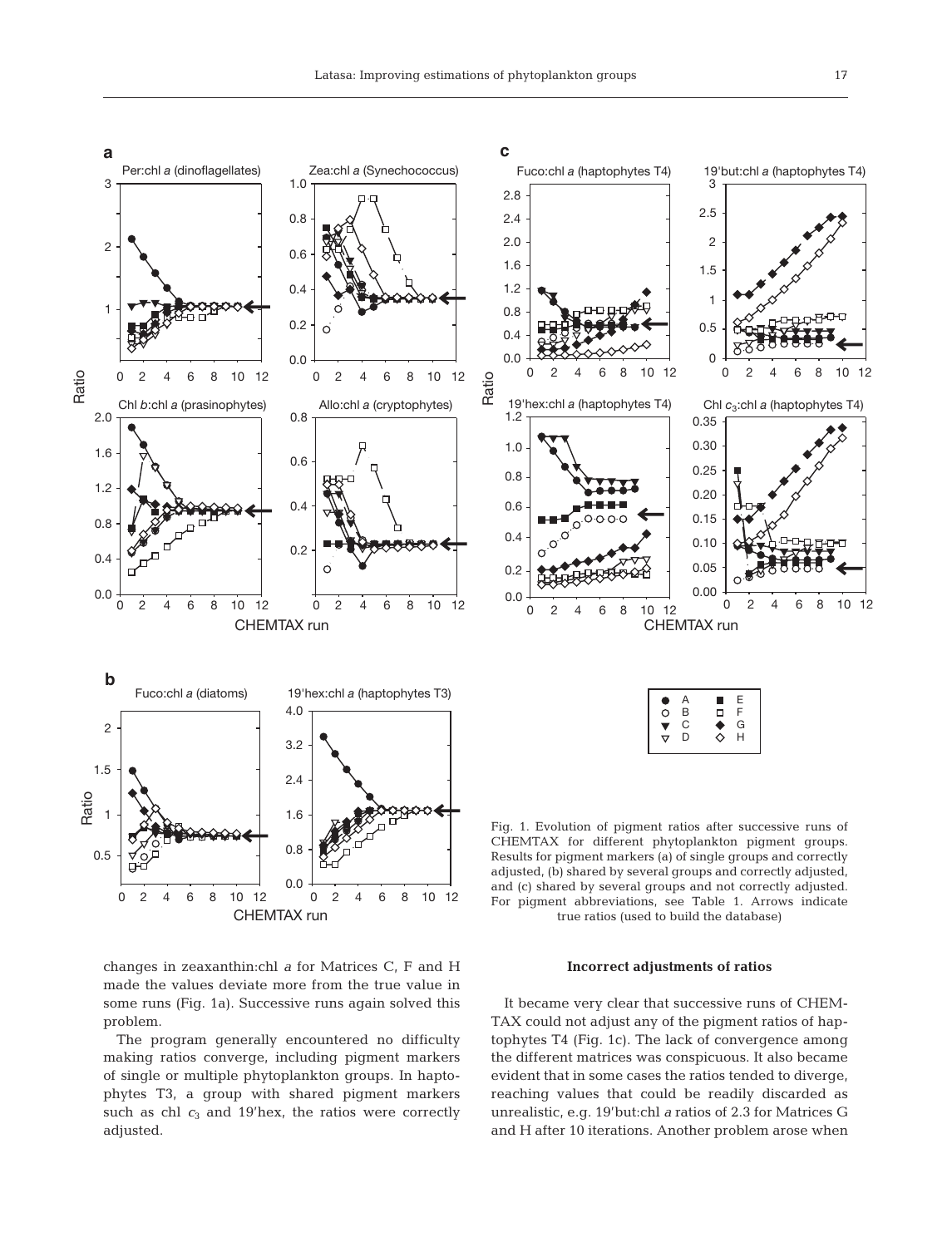Fig. 1. Evolution of pigment ratios after successive runs of CHEMTAX for different phytoplankton pigment groups. Results for pigment markers (a) of single groups and correctly adjusted, (b) shared by several groups and correctly adjusted, and (c) shared by several groups and not correctly adjusted. For pigment abbreviations, see Table 1. Arrows indicate true ratios (used to build the database)

changes in zeaxanthin:chl *a* for Matrices C, F and H made the values deviate more from the true value in some runs (Fig. 1a). Successive runs again solved this problem.

The program generally encountered no difficulty making ratios converge, including pigment markers of single or multiple phytoplankton groups. In haptophytes T3, a group with shared pigment markers such as chl $c_3$ and 19'hex, the ratios were correctly adjusted.

### Incorrect adjustments of ratios

It became very clear that successive runs of CHEMTAX could not adjust any of the pigment ratios of haptophytes T4 (Fig. 1c). The lack of convergence among the different matrices was conspicuous. It also became evident that in some cases the ratios tended to diverge, reaching values that could be readily discarded as unrealistic, e.g. 19'but:chl *a* ratios of 2.3 for Matrices G and H after 10 iterations. Another problem arose when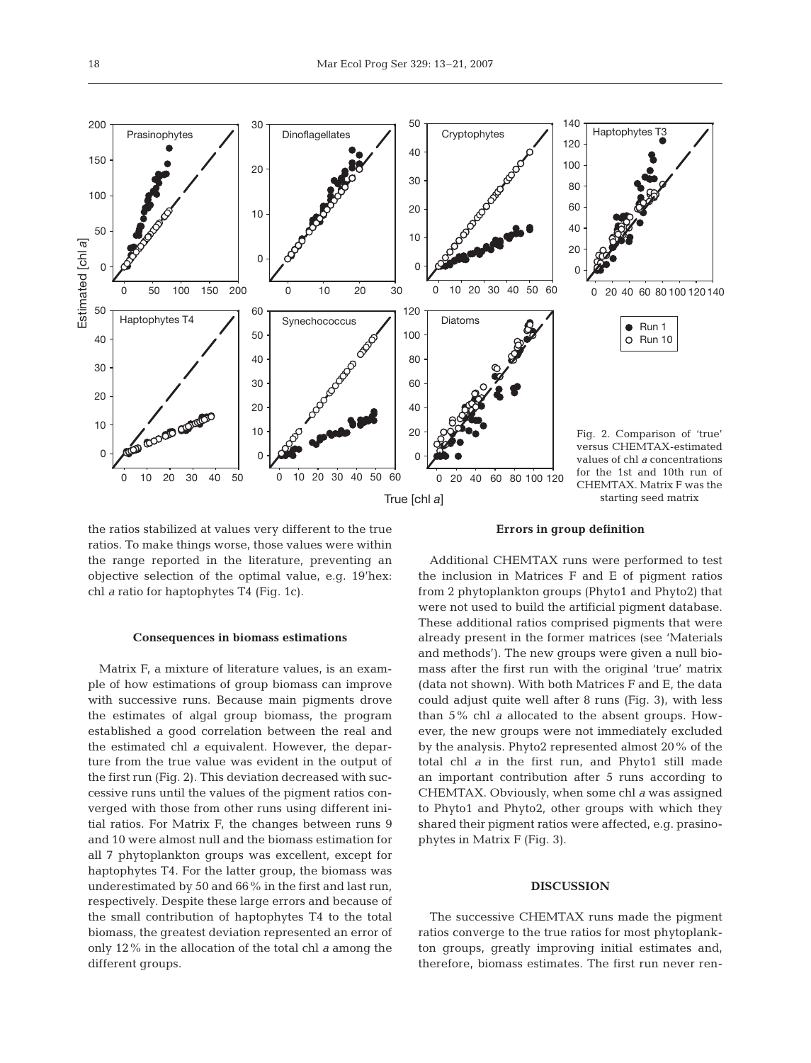Fig. 2. Comparison of 'true' versus CHEMTAX-estimated values of chl *a* concentrations for the 1st and 10th run of CHEMTAX. Matrix F was the starting seed matrix

the ratios stabilized at values very different to the true ratios. To make things worse, those values were within the range reported in the literature, preventing an objective selection of the optimal value, e.g. 19'hex: chl *a* ratio for haptophytes T4 (Fig. 1c).

#### Consequences in biomass estimations

Matrix F, a mixture of literature values, is an example of how estimations of group biomass can improve with successive runs. Because main pigments drove the estimates of algal group biomass, the program established a good correlation between the real and the estimated chl *a* equivalent. However, the departure from the true value was evident in the output of the first run (Fig. 2). This deviation decreased with successive runs until the values of the pigment ratios converged with those from other runs using different initial ratios. For Matrix F, the changes between runs 9 and 10 were almost null and the biomass estimation for all 7 phytoplankton groups was excellent, except for haptophytes T4. For the latter group, the biomass was underestimated by 50 and 66% in the first and last run, respectively. Despite these large errors and because of the small contribution of haptophytes T4 to the total biomass, the greatest deviation represented an error of only 12% in the allocation of the total chl *a* among the different groups.

#### Errors in group definition

Additional CHEMTAX runs were performed to test the inclusion in Matrices F and E of pigment ratios from 2 phytoplankton groups (Phyto1 and Phyto2) that were not used to build the artificial pigment database. These additional ratios comprised pigments that were already present in the former matrices (see 'Materials and methods'). The new groups were given a null biomass after the first run with the original 'true' matrix (data not shown). With both Matrices F and E, the data could adjust quite well after 8 runs (Fig. 3), with less than 5% chl *a* allocated to the absent groups. However, the new groups were not immediately excluded by the analysis. Phyto2 represented almost 20% of the total chl *a* in the first run, and Phyto1 still made an important contribution after 5 runs according to CHEMTAX. Obviously, when some chl *a* was assigned to Phyto1 and Phyto2, other groups with which they shared their pigment ratios were affected, e.g. prasinophytes in Matrix F (Fig. 3).

### DISCUSSION

The successive CHEMTAX runs made the pigment ratios converge to the true ratios for most phytoplankton groups, greatly improving initial estimates and, therefore, biomass estimates. The first run never ren-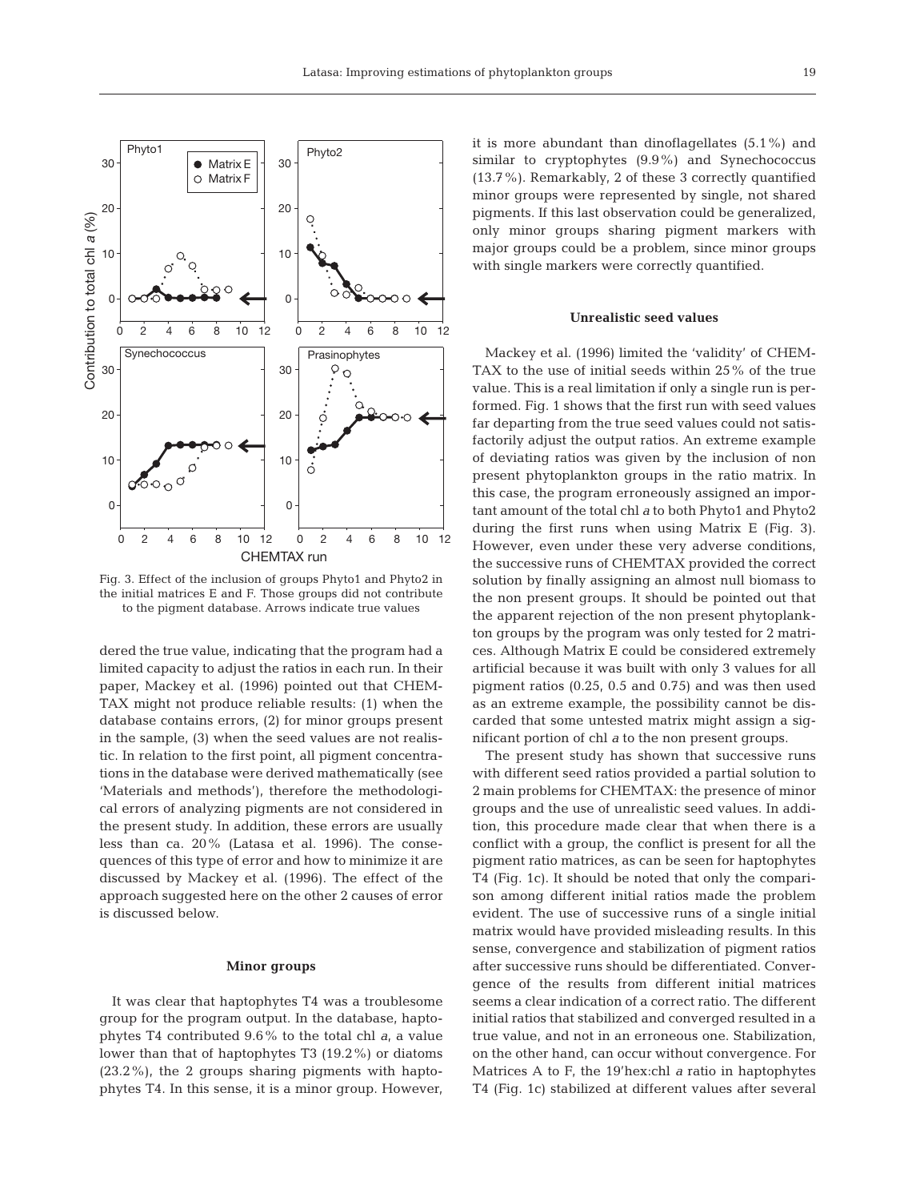Fig. 3. Effect of the inclusion of groups Phyto1 and Phyto2 in the initial matrices E and F. Those groups did not contribute to the pigment database. Arrows indicate true values

dered the true value, indicating that the program had a limited capacity to adjust the ratios in each run. In their paper, Mackey et al. (1996) pointed out that CHEMTAX might not produce reliable results: (1) when the database contains errors, (2) for minor groups present in the sample, (3) when the seed values are not realistic. In relation to the first point, all pigment concentrations in the database were derived mathematically (see 'Materials and methods'), therefore the methodological errors of analyzing pigments are not considered in the present study. In addition, these errors are usually less than ca. 20% (Latasa et al. 1996). The consequences of this type of error and how to minimize it are discussed by Mackey et al. (1996). The effect of the approach suggested here on the other 2 causes of error is discussed below.

### Minor groups

It was clear that haptophytes T4 was a troublesome group for the program output. In the database, haptophytes T4 contributed 9.6% to the total chl *a*, a value lower than that of haptophytes T3 (19.2%) or diatoms (23.2%), the 2 groups sharing pigments with haptophytes T4. In this sense, it is a minor group. However, it is more abundant than dinoflagellates (5.1%) and similar to cryptophytes (9.9%) and Synechococcus (13.7%). Remarkably, 2 of these 3 correctly quantified minor groups were represented by single, not shared pigments. If this last observation could be generalized, only minor groups sharing pigment markers with major groups could be a problem, since minor groups with single markers were correctly quantified.

### Unrealistic seed values

Mackey et al. (1996) limited the 'validity' of CHEMTAX to the use of initial seeds within 25% of the true value. This is a real limitation if only a single run is performed. Fig. 1 shows that the first run with seed values far departing from the true seed values could not satisfactorily adjust the output ratios. An extreme example of deviating ratios was given by the inclusion of non present phytoplankton groups in the ratio matrix. In this case, the program erroneously assigned an important amount of the total chl *a* to both Phyto1 and Phyto2 during the first runs when using Matrix E (Fig. 3). However, even under these very adverse conditions, the successive runs of CHEMTAX provided the correct solution by finally assigning an almost null biomass to the non present groups. It should be pointed out that the apparent rejection of the non present phytoplankton groups by the program was only tested for 2 matrices. Although Matrix E could be considered extremely artificial because it was built with only 3 values for all pigment ratios (0.25, 0.5 and 0.75) and was then used as an extreme example, the possibility cannot be discarded that some untested matrix might assign a significant portion of chl *a* to the non present groups.

The present study has shown that successive runs with different seed ratios provided a partial solution to 2 main problems for CHEMTAX: the presence of minor groups and the use of unrealistic seed values. In addition, this procedure made clear that when there is a conflict with a group, the conflict is present for all the pigment ratio matrices, as can be seen for haptophytes T4 (Fig. 1c). It should be noted that only the comparison among different initial ratios made the problem evident. The use of successive runs of a single initial matrix would have provided misleading results. In this sense, convergence and stabilization of pigment ratios after successive runs should be differentiated. Convergence of the results from different initial matrices seems a clear indication of a correct ratio. The different initial ratios that stabilized and converged resulted in a true value, and not in an erroneous one. Stabilization, on the other hand, can occur without convergence. For Matrices A to F, the 19'hex:chl *a* ratio in haptophytes T4 (Fig. 1c) stabilized at different values after several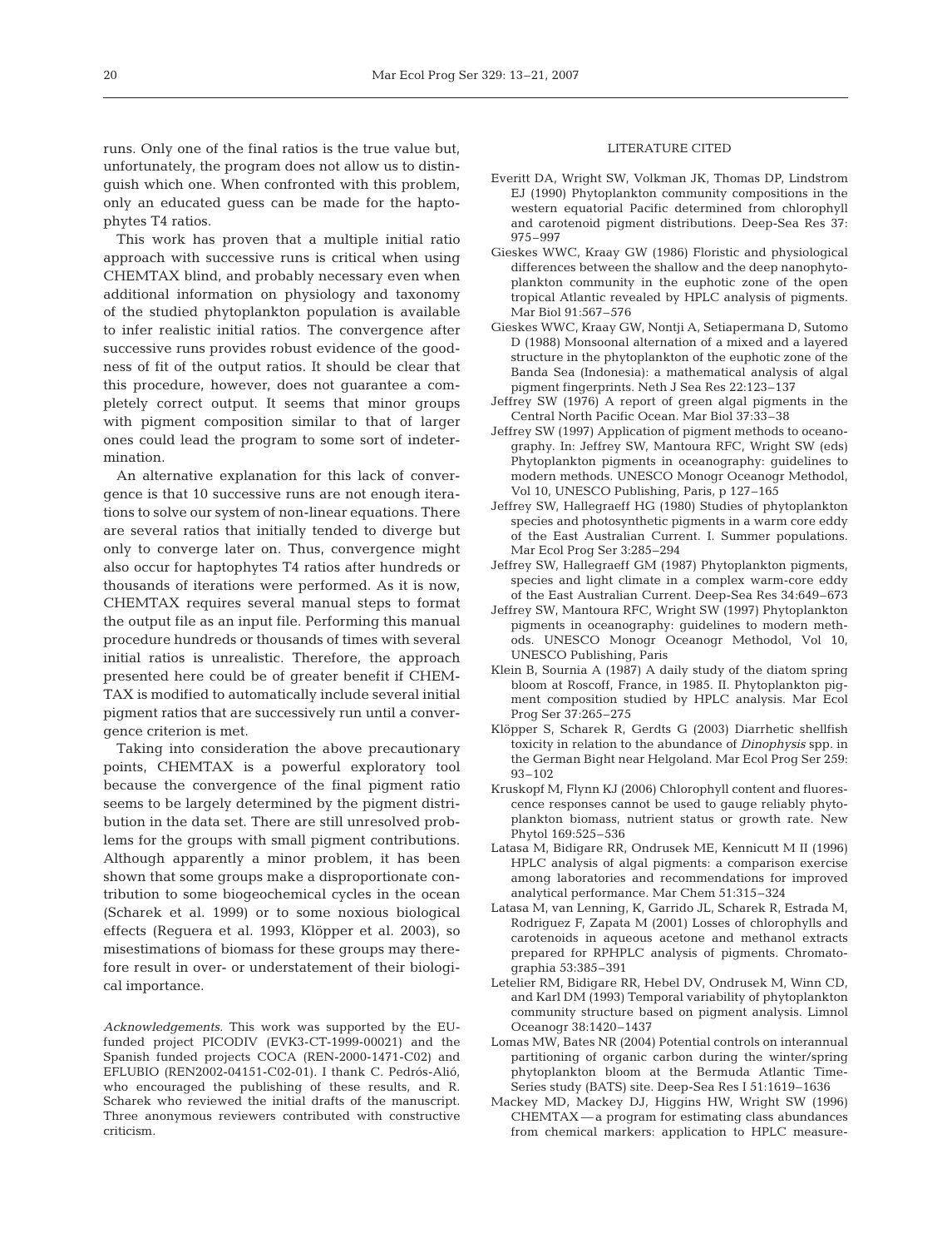runs. Only one of the final ratios is the true value but, unfortunately, the program does not allow us to distinguish which one. When confronted with this problem, only an educated guess can be made for the haptophytes T4 ratios.

This work has proven that a multiple initial ratio approach with successive runs is critical when using CHEMTAX blind, and probably necessary even when additional information on physiology and taxonomy of the studied phytoplankton population is available to infer realistic initial ratios. The convergence after successive runs provides robust evidence of the goodness of fit of the output ratios. It should be clear that this procedure, however, does not guarantee a completely correct output. It seems that minor groups with pigment composition similar to that of larger ones could lead the program to some sort of indetermination.

An alternative explanation for this lack of convergence is that 10 successive runs are not enough iterations to solve our system of non-linear equations. There are several ratios that initially tended to diverge but only to converge later on. Thus, convergence might also occur for haptophytes T4 ratios after hundreds or thousands of iterations were performed. As it is now, CHEMTAX requires several manual steps to format the output file as an input file. Performing this manual procedure hundreds or thousands of times with several initial ratios is unrealistic. Therefore, the approach presented here could be of greater benefit if CHEMTAX is modified to automatically include several initial pigment ratios that are successively run until a convergence criterion is met.

Taking into consideration the above precautionary points, CHEMTAX is a powerful exploratory tool because the convergence of the final pigment ratio seems to be largely determined by the pigment distribution in the data set. There are still unresolved problems for the groups with small pigment contributions. Although apparently a minor problem, it has been shown that some groups make a disproportionate contribution to some biogeochemical cycles in the ocean (Scharek et al. 1999) or to some noxious biological effects (Reguera et al. 1993, Klöpper et al. 2003), so misestimations of biomass for these groups may therefore result in over- or understatement of their biological importance.

*Acknowledgements.* This work was supported by the EU-funded project PICODIV (EVK3-CT-1999-00021) and the Spanish funded projects COCA (REN-2000-1471-C02) and EFLUBIO (REN2002-04151-C02-01). I thank C. Pedrós-Alió, who encouraged the publishing of these results, and R. Scharek who reviewed the initial drafts of the manuscript. Three anonymous reviewers contributed with constructive criticism.

## LITERATURE CITED

Everitt DA, Wright SW, Volkman JK, Thomas DP, Lindstrom EJ (1990) Phytoplankton community compositions in the western equatorial Pacific determined from chlorophyll and carotenoid pigment distributions. Deep-Sea Res 37: 975–997

Gieskes WWC, Kraay GW (1986) Floristic and physiological differences between the shallow and the deep nanophytoplankton community in the euphotic zone of the open tropical Atlantic revealed by HPLC analysis of pigments. Mar Biol 91:567–576

Gieskes WWC, Kraay GW, Nontji A, Setiapermana D, Sutomo D (1988) Monsoonal alternation of a mixed and a layered structure in the phytoplankton of the euphotic zone of the Banda Sea (Indonesia): a mathematical analysis of algal pigment fingerprints. Neth J Sea Res 22:123–137

Jeffrey SW (1976) A report of green algal pigments in the Central North Pacific Ocean. Mar Biol 37:33–38

Jeffrey SW (1997) Application of pigment methods to oceanography. In: Jeffrey SW, Mantoura RFC, Wright SW (eds) Phytoplankton pigments in oceanography: guidelines to modern methods. UNESCO Monogr Oceanogr Methodol, Vol 10, UNESCO Publishing, Paris, p 127–165

Jeffrey SW, Hallegraeff HG (1980) Studies of phytoplankton species and photosynthetic pigments in a warm core eddy of the East Australian Current. I. Summer populations. Mar Ecol Prog Ser 3:285–294

Jeffrey SW, Hallegraeff GM (1987) Phytoplankton pigments, species and light climate in a complex warm-core eddy of the East Australian Current. Deep-Sea Res 34:649–673

Jeffrey SW, Mantoura RFC, Wright SW (1997) Phytoplankton pigments in oceanography: guidelines to modern methods. UNESCO Monogr Oceanogr Methodol, Vol 10, UNESCO Publishing, Paris

Klein B, Sournia A (1987) A daily study of the diatom spring bloom at Roscoff, France, in 1985. II. Phytoplankton pigment composition studied by HPLC analysis. Mar Ecol Prog Ser 37:265–275

Klöpper S, Scharek R, Gerdts G (2003) Diarrhetic shellfish toxicity in relation to the abundance of *Dinophysis* spp. in the German Bight near Helgoland. Mar Ecol Prog Ser 259: 93–102

Kruskopf M, Flynn KJ (2006) Chlorophyll content and fluorescence responses cannot be used to gauge reliably phytoplankton biomass, nutrient status or growth rate. New Phytol 169:525–536

Latasa M, Bidigare RR, Ondrusek ME, Kennicutt M II (1996) HPLC analysis of algal pigments: a comparison exercise among laboratories and recommendations for improved analytical performance. Mar Chem 51:315–324

Latasa M, van Lenning, K, Garrido JL, Scharek R, Estrada M, Rodriguez F, Zapata M (2001) Losses of chlorophylls and carotenoids in aqueous acetone and methanol extracts prepared for RPHPLC analysis of pigments. Chromatographia 53:385–391

Letelier RM, Bidigare RR, Hebel DV, Ondrusek M, Winn CD, and Karl DM (1993) Temporal variability of phytoplankton community structure based on pigment analysis. Limnol Oceanogr 38:1420–1437

Lomas MW, Bates NR (2004) Potential controls on interannual partitioning of organic carbon during the winter/spring phytoplankton bloom at the Bermuda Atlantic Time-Series study (BATS) site. Deep-Sea Res I 51:1619–1636

Mackey MD, Mackey DJ, Higgins HW, Wright SW (1996) CHEMTAX — a program for estimating class abundances from chemical markers: application to HPLC measure-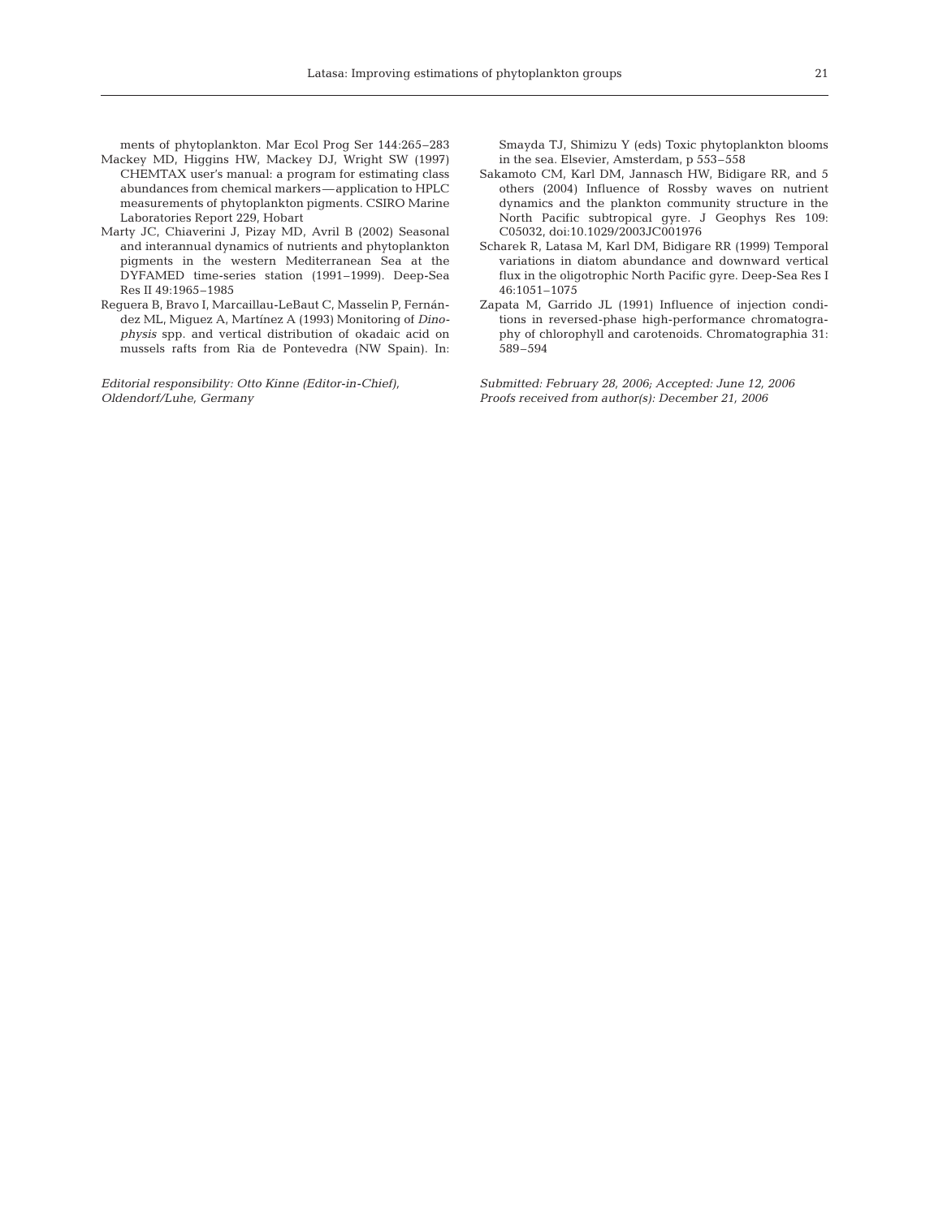ments of phytoplankton. Mar Ecol Prog Ser 144:265–283

Mackey MD, Higgins HW, Mackey DJ, Wright SW (1997) CHEMTAX user's manual: a program for estimating class abundances from chemical markers — application to HPLC measurements of phytoplankton pigments. CSIRO Marine Laboratories Report 229, Hobart

Marty JC, Chiaverini J, Pizay MD, Avril B (2002) Seasonal and interannual dynamics of nutrients and phytoplankton pigments in the western Mediterranean Sea at the DYFAMED time-series station (1991–1999). Deep-Sea Res II 49:1965–1985

Reguera B, Bravo I, Marcaillau-LeBaut C, Masselin P, Fernández ML, Miguez A, Martínez A (1993) Monitoring of *Dinophysis* spp. and vertical distribution of okadaic acid on mussels rafts from Ria de Pontevedra (NW Spain). In: Smayda TJ, Shimizu Y (eds) Toxic phytoplankton blooms in the sea. Elsevier, Amsterdam, p 553–558

Sakamoto CM, Karl DM, Jannasch HW, Bidigare RR, and 5 others (2004) Influence of Rossby waves on nutrient dynamics and the plankton community structure in the North Pacific subtropical gyre. J Geophys Res 109: C05032, doi:10.1029/2003JC001976

Scharek R, Latasa M, Karl DM, Bidigare RR (1999) Temporal variations in diatom abundance and downward vertical flux in the oligotrophic North Pacific gyre. Deep-Sea Res I 46:1051–1075

Zapata M, Garrido JL (1991) Influence of injection conditions in reversed-phase high-performance chromatography of chlorophyll and carotenoids. Chromatographia 31: 589–594

*Editorial responsibility: Otto Kinne (Editor-in-Chief), Oldendorf/Luhe, Germany*

*Submitted: February 28, 2006; Accepted: June 12, 2006*
*Proofs received from author(s): December 21, 2006*